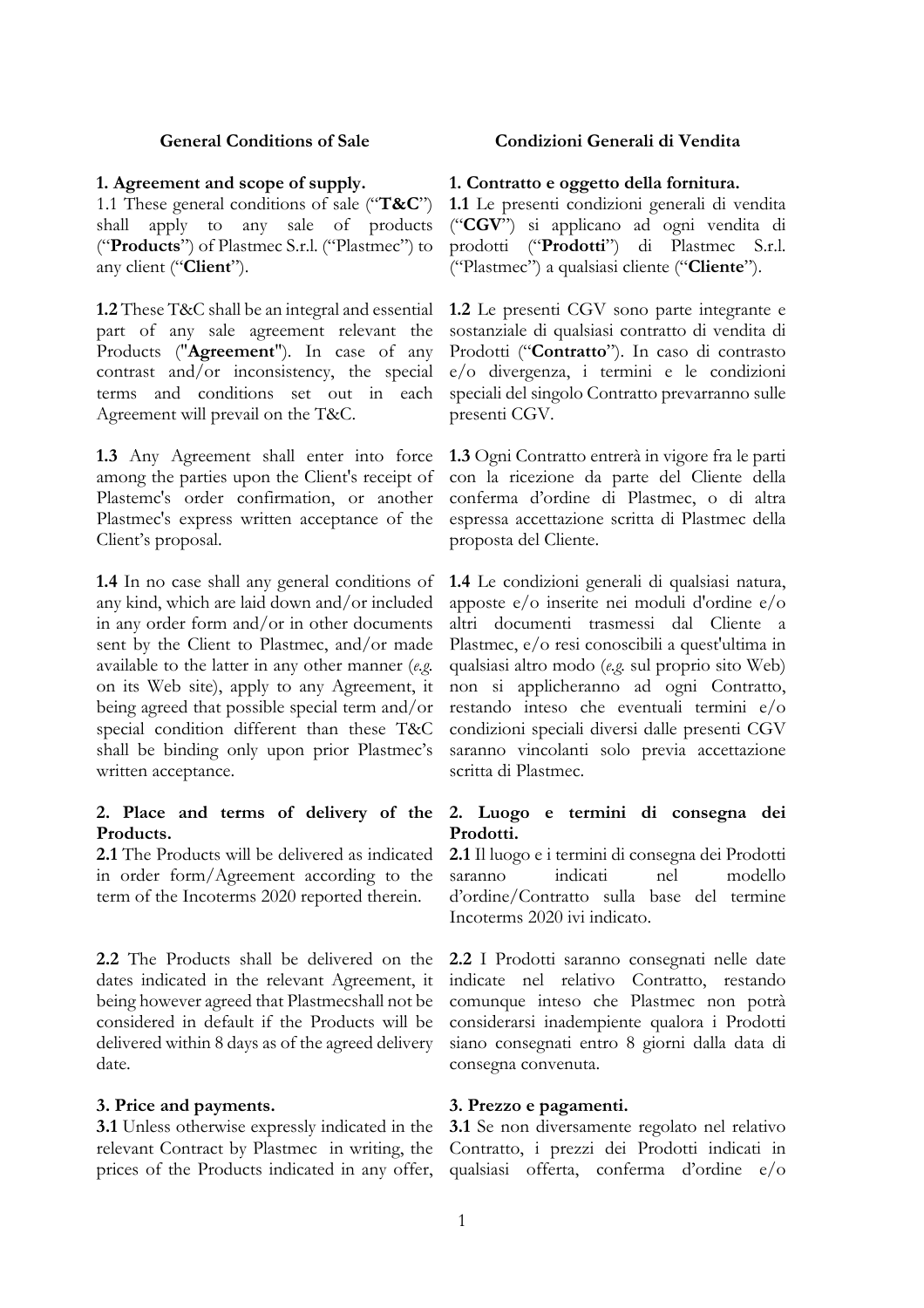**General Conditions of Sale**

**1. Agreement and scope of supply.**

1.1 These general conditions of sale ("**T&C**") shall apply to any sale of products ("**Products**") of Plastmec S.r.l. ("Plastmec") to any client ("**Client**").

**1.2** These T&C shall be an integral and essential part of any sale agreement relevant the Products ("**Agreement**"). In case of any contrast and/or inconsistency, the special terms and conditions set out in each Agreement will prevail on the T&C.

**1.3** Any Agreement shall enter into force among the parties upon the Client's receipt of Plastemc's order confirmation, or another Plastmec's express written acceptance of the Client's proposal.

**1.4** In no case shall any general conditions of any kind, which are laid down and/or included in any order form and/or in other documents sent by the Client to Plastmec, and/or made available to the latter in any other manner (*e.g.* on its Web site), apply to any Agreement, it being agreed that possible special term and/or special condition different than these T&C shall be binding only upon prior Plastmec's written acceptance.

**2. Place and terms of delivery of the Products.**

**2.1** The Products will be delivered as indicated in order form/Agreement according to the term of the Incoterms 2020 reported therein.

**2.2** The Products shall be delivered on the dates indicated in the relevant Agreement, it being however agreed that Plastmecshall not be considered in default if the Products will be delivered within 8 days as of the agreed delivery date.

**3. Price and payments.**

**3.1** Unless otherwise expressly indicated in the relevant Contract by Plastmec in writing, the prices of the Products indicated in any offer,

**Condizioni Generali di Vendita**

**1. Contratto e oggetto della fornitura.**

**1.1** Le presenti condizioni generali di vendita ("**CGV**") si applicano ad ogni vendita di prodotti ("**Prodotti**") di Plastmec S.r.l. ("Plastmec") a qualsiasi cliente ("**Cliente**").

**1.2** Le presenti CGV sono parte integrante e sostanziale di qualsiasi contratto di vendita di Prodotti ("**Contratto**"). In caso di contrasto e/o divergenza, i termini e le condizioni speciali del singolo Contratto prevarranno sulle presenti CGV.

**1.3** Ogni Contratto entrerà in vigore fra le parti con la ricezione da parte del Cliente della conferma d'ordine di Plastmec, o di altra espressa accettazione scritta di Plastmec della proposta del Cliente.

**1.4** Le condizioni generali di qualsiasi natura, apposte e/o inserite nei moduli d'ordine e/o altri documenti trasmessi dal Cliente a Plastmec, e/o resi conoscibili a quest'ultima in qualsiasi altro modo (*e.g.* sul proprio sito Web) non si applicheranno ad ogni Contratto, restando inteso che eventuali termini e/o condizioni speciali diversi dalle presenti CGV saranno vincolanti solo previa accettazione scritta di Plastmec.

**2. Luogo e termini di consegna dei Prodotti.**

**2.1** Il luogo e i termini di consegna dei Prodotti saranno indicati nel modello d'ordine/Contratto sulla base del termine Incoterms 2020 ivi indicato.

**2.2** I Prodotti saranno consegnati nelle date indicate nel relativo Contratto, restando comunque inteso che Plastmec non potrà considerarsi inadempiente qualora i Prodotti siano consegnati entro 8 giorni dalla data di consegna convenuta.

**3. Prezzo e pagamenti.**

**3.1** Se non diversamente regolato nel relativo Contratto, i prezzi dei Prodotti indicati in qualsiasi offerta, conferma d'ordine e/o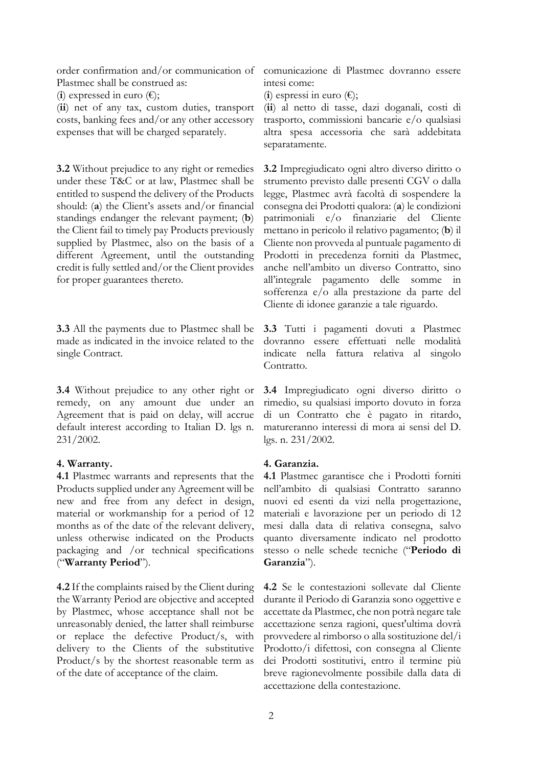order confirmation and/or communication of Plastmec shall be construed as:

(**i**) expressed in euro (€);

(**ii**) net of any tax, custom duties, transport costs, banking fees and/or any other accessory expenses that will be charged separately.

comunicazione di Plastmec dovranno essere intesi come:

(**i**) espressi in euro (€);

(**ii**) al netto di tasse, dazi doganali, costi di trasporto, commissioni bancarie e/o qualsiasi altra spesa accessoria che sarà addebitata separatamente.

**3.2** Without prejudice to any right or remedies under these T&C or at law, Plastmec shall be entitled to suspend the delivery of the Products should: (**a**) the Client's assets and/or financial standings endanger the relevant payment; (**b**) the Client fail to timely pay Products previously supplied by Plastmec, also on the basis of a different Agreement, until the outstanding credit is fully settled and/or the Client provides for proper guarantees thereto.

**3.2** Impregiudicato ogni altro diverso diritto o strumento previsto dalle presenti CGV o dalla legge, Plastmec avrà facoltà di sospendere la consegna dei Prodotti qualora: (**a**) le condizioni patrimoniali e/o finanziarie del Cliente mettano in pericolo il relativo pagamento; (**b**) il Cliente non provveda al puntuale pagamento di Prodotti in precedenza forniti da Plastmec, anche nell'ambito un diverso Contratto, sino all'integrale pagamento delle somme in sofferenza e/o alla prestazione da parte del Cliente di idonee garanzie a tale riguardo.

**3.3** All the payments due to Plastmec shall be made as indicated in the invoice related to the single Contract.

**3.3** Tutti i pagamenti dovuti a Plastmec dovranno essere effettuati nelle modalità indicate nella fattura relativa al singolo Contratto.

**3.4** Without prejudice to any other right or remedy, on any amount due under an Agreement that is paid on delay, will accrue default interest according to Italian D. lgs n. 231/2002.

**3.4** Impregiudicato ogni diverso diritto o rimedio, su qualsiasi importo dovuto in forza di un Contratto che è pagato in ritardo, matureranno interessi di mora ai sensi del D. lgs. n. 231/2002.

**4. Warranty.**

**4.1** Plastmec warrants and represents that the Products supplied under any Agreement will be new and free from any defect in design, material or workmanship for a period of 12 months as of the date of the relevant delivery, unless otherwise indicated on the Products packaging and /or technical specifications ("**Warranty Period**").

**4. Garanzia.**

**4.1** Plastmec garantisce che i Prodotti forniti nell'ambito di qualsiasi Contratto saranno nuovi ed esenti da vizi nella progettazione, materiali e lavorazione per un periodo di 12 mesi dalla data di relativa consegna, salvo quanto diversamente indicato nel prodotto stesso o nelle schede tecniche ("**Periodo di Garanzia**").

**4.2** If the complaints raised by the Client during the Warranty Period are objective and accepted by Plastmec, whose acceptance shall not be unreasonably denied, the latter shall reimburse or replace the defective Product/s, with delivery to the Clients of the substitutive Product/s by the shortest reasonable term as of the date of acceptance of the claim.

**4.2** Se le contestazioni sollevate dal Cliente durante il Periodo di Garanzia sono oggettive e accettate da Plastmec, che non potrà negare tale accettazione senza ragioni, quest'ultima dovrà provvedere al rimborso o alla sostituzione del/i Prodotto/i difettosi, con consegna al Cliente dei Prodotti sostitutivi, entro il termine più breve ragionevolmente possibile dalla data di accettazione della contestazione.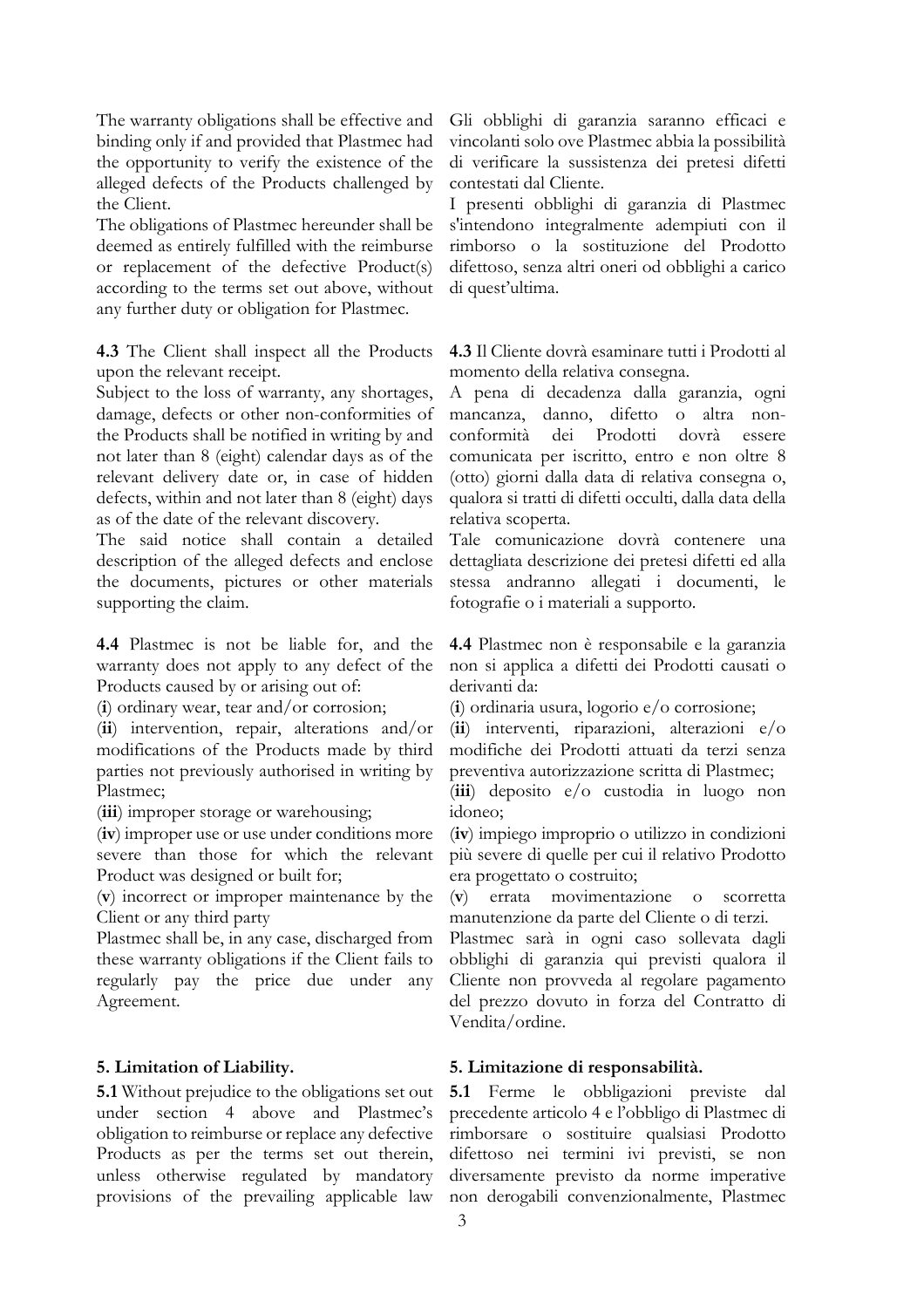The warranty obligations shall be effective and binding only if and provided that Plastmec had the opportunity to verify the existence of the alleged defects of the Products challenged by the Client.

The obligations of Plastmec hereunder shall be deemed as entirely fulfilled with the reimburse or replacement of the defective Product(s) according to the terms set out above, without any further duty or obligation for Plastmec.

Gli obblighi di garanzia saranno efficaci e vincolanti solo ove Plastmec abbia la possibilità di verificare la sussistenza dei pretesi difetti contestati dal Cliente.

I presenti obblighi di garanzia di Plastmec s'intendono integralmente adempiuti con il rimborso o la sostituzione del Prodotto difettoso, senza altri oneri od obblighi a carico di quest'ultima.

**4.3** The Client shall inspect all the Products upon the relevant receipt.

Subject to the loss of warranty, any shortages, damage, defects or other non-conformities of the Products shall be notified in writing by and not later than 8 (eight) calendar days as of the relevant delivery date or, in case of hidden defects, within and not later than 8 (eight) days as of the date of the relevant discovery.

The said notice shall contain a detailed description of the alleged defects and enclose the documents, pictures or other materials supporting the claim.

**4.3** Il Cliente dovrà esaminare tutti i Prodotti al momento della relativa consegna.

A pena di decadenza dalla garanzia, ogni mancanza, danno, difetto o altra non-conformità dei Prodotti dovrà essere comunicata per iscritto, entro e non oltre 8 (otto) giorni dalla data di relativa consegna o, qualora si tratti di difetti occulti, dalla data della relativa scoperta.

Tale comunicazione dovrà contenere una dettagliata descrizione dei pretesi difetti ed alla stessa andranno allegati i documenti, le fotografie o i materiali a supporto.

**4.4** Plastmec is not be liable for, and the warranty does not apply to any defect of the Products caused by or arising out of:

(**i**) ordinary wear, tear and/or corrosion;

(**ii**) intervention, repair, alterations and/or modifications of the Products made by third parties not previously authorised in writing by Plastmec;

(**iii**) improper storage or warehousing;

(**iv**) improper use or use under conditions more severe than those for which the relevant Product was designed or built for;

(**v**) incorrect or improper maintenance by the Client or any third party

Plastmec shall be, in any case, discharged from these warranty obligations if the Client fails to regularly pay the price due under any Agreement.

**4.4** Plastmec non è responsabile e la garanzia non si applica a difetti dei Prodotti causati o derivanti da:

(**i**) ordinaria usura, logorio e/o corrosione;

(**ii**) interventi, riparazioni, alterazioni e/o modifiche dei Prodotti attuati da terzi senza preventiva autorizzazione scritta di Plastmec;

(**iii**) deposito e/o custodia in luogo non idoneo;

(**iv**) impiego improprio o utilizzo in condizioni più severe di quelle per cui il relativo Prodotto era progettato o costruito;

(**v**) errata movimentazione o scorretta manutenzione da parte del Cliente o di terzi.

Plastmec sarà in ogni caso sollevata dagli obblighi di garanzia qui previsti qualora il Cliente non provveda al regolare pagamento del prezzo dovuto in forza del Contratto di Vendita/ordine.

## 5. Limitation of Liability.

**5.1** Without prejudice to the obligations set out under section 4 above and Plastmec's obligation to reimburse or replace any defective Products as per the terms set out therein, unless otherwise regulated by mandatory provisions of the prevailing applicable law

## 5. Limitazione di responsabilità.

**5.1** Ferme le obbligazioni previste dal precedente articolo 4 e l'obbligo di Plastmec di rimborsare o sostituire qualsiasi Prodotto difettoso nei termini ivi previsti, se non diversamente previsto da norme imperative non derogabili convenzionalmente, Plastmec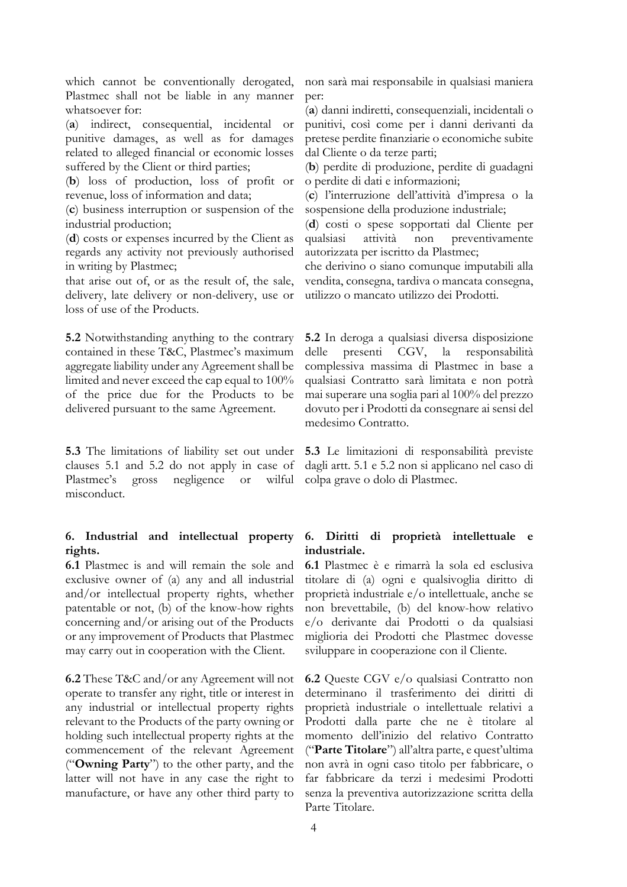which cannot be conventionally derogated, Plastmec shall not be liable in any manner whatsoever for:

(**a**) indirect, consequential, incidental or punitive damages, as well as for damages related to alleged financial or economic losses suffered by the Client or third parties;

(**b**) loss of production, loss of profit or revenue, loss of information and data;

(**c**) business interruption or suspension of the industrial production;

(**d**) costs or expenses incurred by the Client as regards any activity not previously authorised in writing by Plastmec;

that arise out of, or as the result of, the sale, delivery, late delivery or non-delivery, use or loss of use of the Products.

**5.2** Notwithstanding anything to the contrary contained in these T&C, Plastmec's maximum aggregate liability under any Agreement shall be limited and never exceed the cap equal to 100% of the price due for the Products to be delivered pursuant to the same Agreement.

**5.3** The limitations of liability set out under clauses 5.1 and 5.2 do not apply in case of Plastmec's gross negligence or wilful misconduct.

**6. Industrial and intellectual property rights.**

**6.1** Plastmec is and will remain the sole and exclusive owner of (a) any and all industrial and/or intellectual property rights, whether patentable or not, (b) of the know-how rights concerning and/or arising out of the Products or any improvement of Products that Plastmec may carry out in cooperation with the Client.

**6.2** These T&C and/or any Agreement will not operate to transfer any right, title or interest in any industrial or intellectual property rights relevant to the Products of the party owning or holding such intellectual property rights at the commencement of the relevant Agreement ("**Owning Party**") to the other party, and the latter will not have in any case the right to manufacture, or have any other third party to

non sarà mai responsabile in qualsiasi maniera per:

(**a**) danni indiretti, consequenziali, incidentali o punitivi, così come per i danni derivanti da pretese perdite finanziarie o economiche subite dal Cliente o da terze parti;

(**b**) perdite di produzione, perdite di guadagni o perdite di dati e informazioni;

(**c**) l'interruzione dell'attività d'impresa o la sospensione della produzione industriale;

(**d**) costi o spese sopportati dal Cliente per qualsiasi attività non preventivamente autorizzata per iscritto da Plastmec;

che derivino o siano comunque imputabili alla vendita, consegna, tardiva o mancata consegna, utilizzo o mancato utilizzo dei Prodotti.

**5.2** In deroga a qualsiasi diversa disposizione delle presenti CGV, la responsabilità complessiva massima di Plastmec in base a qualsiasi Contratto sarà limitata e non potrà mai superare una soglia pari al 100% del prezzo dovuto per i Prodotti da consegnare ai sensi del medesimo Contratto.

**5.3** Le limitazioni di responsabilità previste dagli artt. 5.1 e 5.2 non si applicano nel caso di colpa grave o dolo di Plastmec.

**6. Diritti di proprietà intellettuale e industriale.**

**6.1** Plastmec è e rimarrà la sola ed esclusiva titolare di (a) ogni e qualsivoglia diritto di proprietà industriale e/o intellettuale, anche se non brevettabile, (b) del know-how relativo e/o derivante dai Prodotti o da qualsiasi miglioria dei Prodotti che Plastmec dovesse sviluppare in cooperazione con il Cliente.

**6.2** Queste CGV e/o qualsiasi Contratto non determinano il trasferimento dei diritti di proprietà industriale o intellettuale relativi a Prodotti dalla parte che ne è titolare al momento dell'inizio del relativo Contratto ("**Parte Titolare**") all'altra parte, e quest'ultima non avrà in ogni caso titolo per fabbricare, o far fabbricare da terzi i medesimi Prodotti senza la preventiva autorizzazione scritta della Parte Titolare.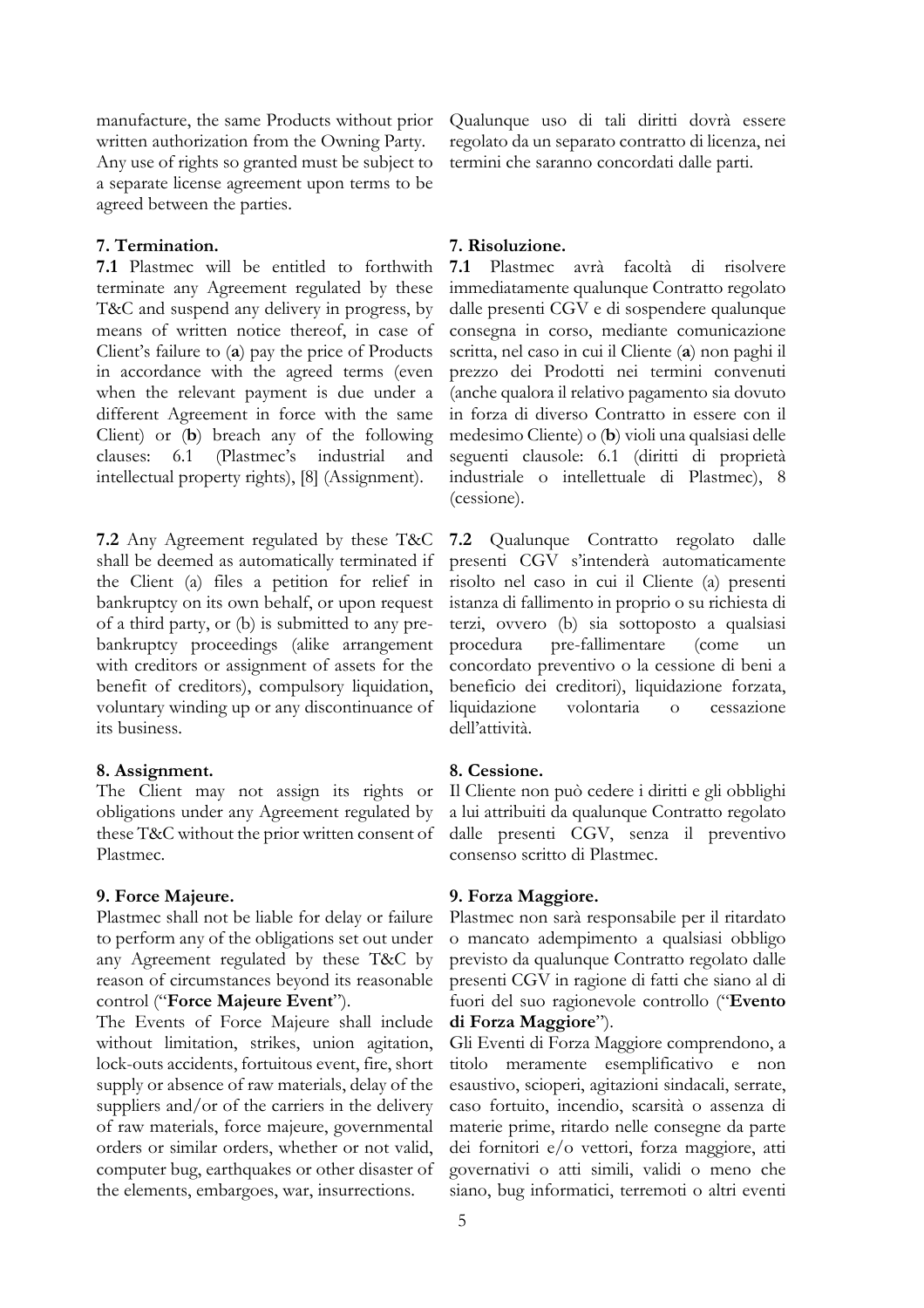manufacture, the same Products without prior written authorization from the Owning Party. Any use of rights so granted must be subject to a separate license agreement upon terms to be agreed between the parties.

Qualunque uso di tali diritti dovrà essere regolato da un separato contratto di licenza, nei termini che saranno concordati dalle parti.

**7. Termination.**

**7.1** Plastmec will be entitled to forthwith terminate any Agreement regulated by these T&C and suspend any delivery in progress, by means of written notice thereof, in case of Client's failure to (**a**) pay the price of Products in accordance with the agreed terms (even when the relevant payment is due under a different Agreement in force with the same Client) or (**b**) breach any of the following clauses: 6.1 (Plastmec's industrial and intellectual property rights), [8] (Assignment).

**7.2** Any Agreement regulated by these T&C shall be deemed as automatically terminated if the Client (a) files a petition for relief in bankruptcy on its own behalf, or upon request of a third party, or (b) is submitted to any pre-bankruptcy proceedings (alike arrangement with creditors or assignment of assets for the benefit of creditors), compulsory liquidation, voluntary winding up or any discontinuance of its business.

**8. Assignment.**

The Client may not assign its rights or obligations under any Agreement regulated by these T&C without the prior written consent of Plastmec.

**9. Force Majeure.**

Plastmec shall not be liable for delay or failure to perform any of the obligations set out under any Agreement regulated by these T&C by reason of circumstances beyond its reasonable control ("**Force Majeure Event**").

The Events of Force Majeure shall include without limitation, strikes, union agitation, lock-outs accidents, fortuitous event, fire, short supply or absence of raw materials, delay of the suppliers and/or of the carriers in the delivery of raw materials, force majeure, governmental orders or similar orders, whether or not valid, computer bug, earthquakes or other disaster of the elements, embargoes, war, insurrections.

**7. Risoluzione.**

**7.1** Plastmec avrà facoltà di risolvere immediatamente qualunque Contratto regolato dalle presenti CGV e di sospendere qualunque consegna in corso, mediante comunicazione scritta, nel caso in cui il Cliente (**a**) non paghi il prezzo dei Prodotti nei termini convenuti (anche qualora il relativo pagamento sia dovuto in forza di diverso Contratto in essere con il medesimo Cliente) o (**b**) violi una qualsiasi delle seguenti clausole: 6.1 (diritti di proprietà industriale o intellettuale di Plastmec), 8 (cessione).

**7.2** Qualunque Contratto regolato dalle presenti CGV s'intenderà automaticamente risolto nel caso in cui il Cliente (a) presenti istanza di fallimento in proprio o su richiesta di terzi, ovvero (b) sia sottoposto a qualsiasi procedura pre-fallimentare (come un concordato preventivo o la cessione di beni a beneficio dei creditori), liquidazione forzata, liquidazione volontaria o cessazione dell'attività.

**8. Cessione.**

Il Cliente non può cedere i diritti e gli obblighi a lui attribuiti da qualunque Contratto regolato dalle presenti CGV, senza il preventivo consenso scritto di Plastmec.

**9. Forza Maggiore.**

Plastmec non sarà responsabile per il ritardato o mancato adempimento a qualsiasi obbligo previsto da qualunque Contratto regolato dalle presenti CGV in ragione di fatti che siano al di fuori del suo ragionevole controllo ("**Evento di Forza Maggiore**").

Gli Eventi di Forza Maggiore comprendono, a titolo meramente esemplificativo e non esaustivo, scioperi, agitazioni sindacali, serrate, caso fortuito, incendio, scarsità o assenza di materie prime, ritardo nelle consegne da parte dei fornitori e/o vettori, forza maggiore, atti governativi o atti simili, validi o meno che siano, bug informatici, terremoti o altri eventi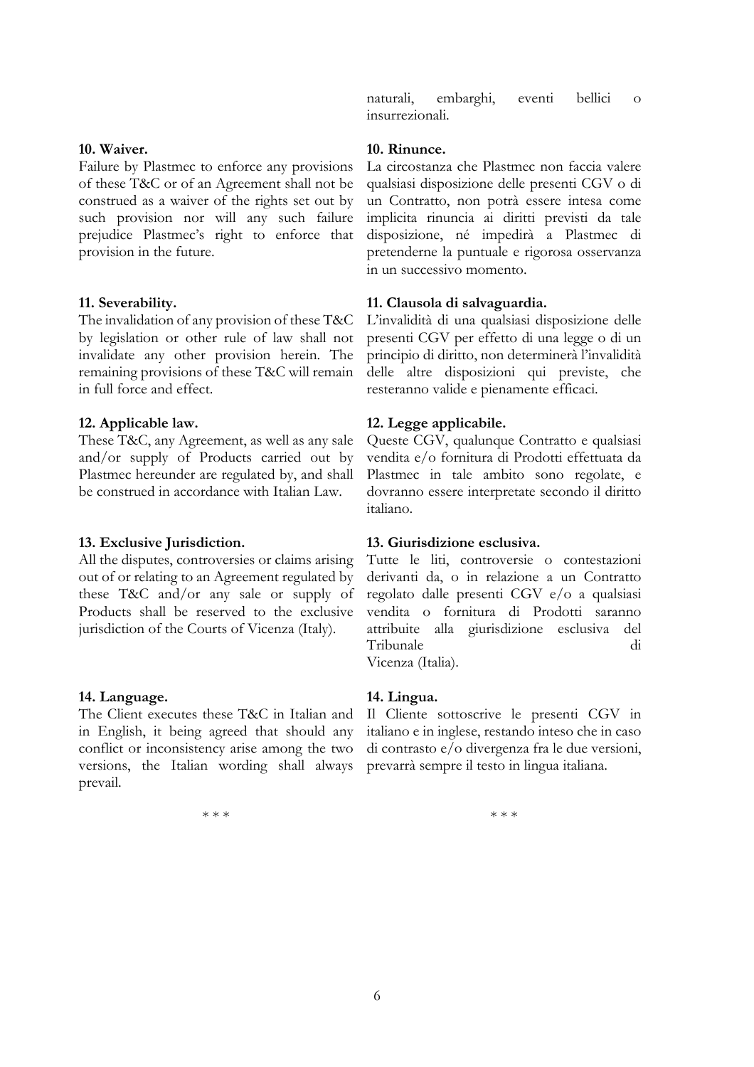naturali, embarghi, eventi bellici o insurrezionali.

**10. Waiver.**

Failure by Plastmec to enforce any provisions of these T&C or of an Agreement shall not be construed as a waiver of the rights set out by such provision nor will any such failure prejudice Plastmec's right to enforce that provision in the future.

**10. Rinunce.**

La circostanza che Plastmec non faccia valere qualsiasi disposizione delle presenti CGV o di un Contratto, non potrà essere intesa come implicita rinuncia ai diritti previsti da tale disposizione, né impedirà a Plastmec di pretenderne la puntuale e rigorosa osservanza in un successivo momento.

**11. Severability.**

The invalidation of any provision of these T&C by legislation or other rule of law shall not invalidate any other provision herein. The remaining provisions of these T&C will remain in full force and effect.

**11. Clausola di salvaguardia.**

L'invalidità di una qualsiasi disposizione delle presenti CGV per effetto di una legge o di un principio di diritto, non determinerà l'invalidità delle altre disposizioni qui previste, che resteranno valide e pienamente efficaci.

**12. Applicable law.**

These T&C, any Agreement, as well as any sale and/or supply of Products carried out by Plastmec hereunder are regulated by, and shall be construed in accordance with Italian Law.

**12. Legge applicabile.**

Queste CGV, qualunque Contratto e qualsiasi vendita e/o fornitura di Prodotti effettuata da Plastmec in tale ambito sono regolate, e dovranno essere interpretate secondo il diritto italiano.

**13. Exclusive Jurisdiction.**

All the disputes, controversies or claims arising out of or relating to an Agreement regulated by these T&C and/or any sale or supply of Products shall be reserved to the exclusive jurisdiction of the Courts of Vicenza (Italy).

**13. Giurisdizione esclusiva.**

Tutte le liti, controversie o contestazioni derivanti da, o in relazione a un Contratto regolato dalle presenti CGV e/o a qualsiasi vendita o fornitura di Prodotti saranno attribuite alla giurisdizione esclusiva del Tribunale di Vicenza (Italia).

**14. Language.**

The Client executes these T&C in Italian and in English, it being agreed that should any conflict or inconsistency arise among the two versions, the Italian wording shall always prevail.

**14. Lingua.**

Il Cliente sottoscrive le presenti CGV in italiano e in inglese, restando inteso che in caso di contrasto e/o divergenza fra le due versioni, prevarrà sempre il testo in lingua italiana.

\* \* \*